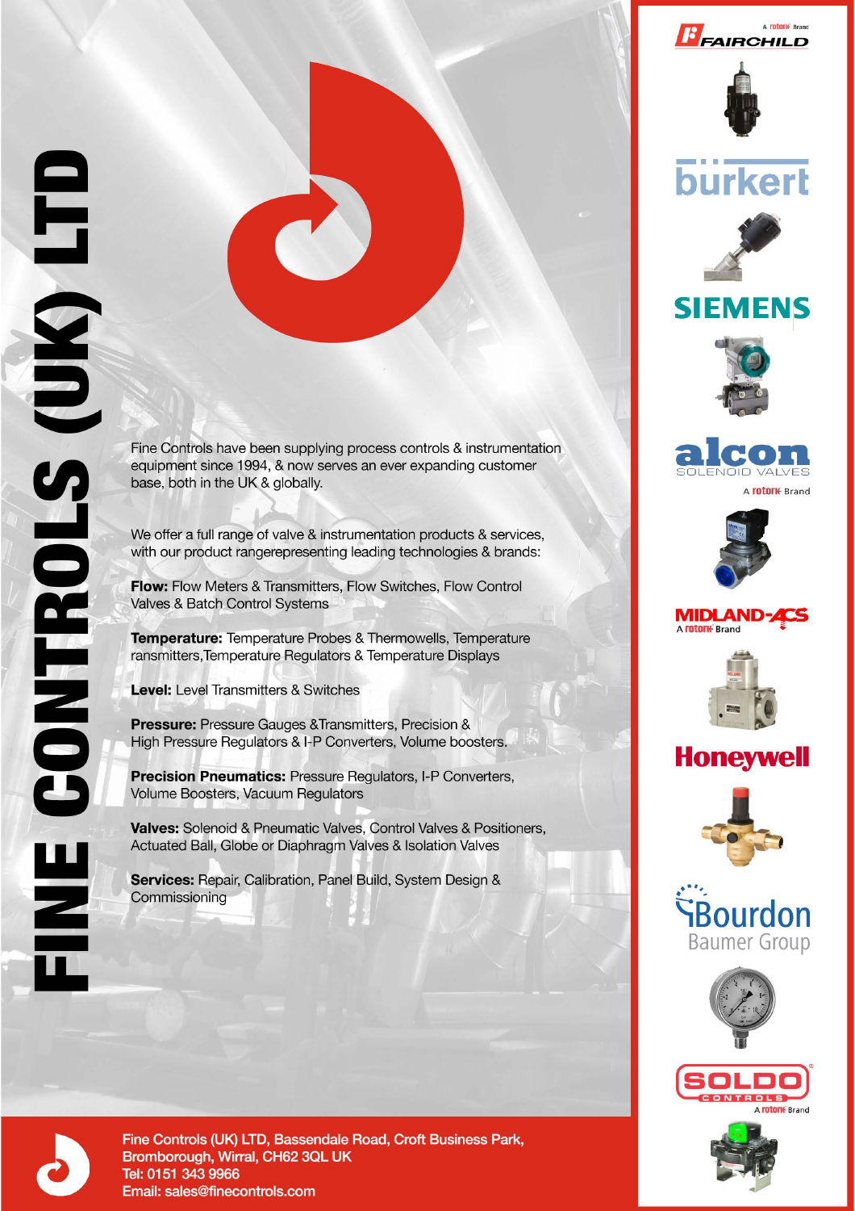# FINE CONTROLS (UK) LTD

Fine Controls have been supplying process controls & instrumentation equipment since 1994, & now serves an ever expanding customer base, both in the UK & globally.

We offer a full range of valve & instrumentation products & services, with our product rangerepresenting leading technologies & brands:

**Flow:** Flow Meters & Transmitters, Flow Switches, Flow Control Valves & Batch Control Systems

**Temperature:** Temperature Probes & Thermowells, Temperature ransmitters,Temperature Regulators & Temperature Displays

**Level:** Level Transmitters & Switches

**Pressure:** Pressure Gauges &Transmitters, Precision & High Pressure Regulators & I-P Converters, Volume boosters.

**Precision Pneumatics:** Pressure Regulators, I-P Converters, Volume Boosters, Vacuum Regulators

**Valves:** Solenoid & Pneumatic Valves, Control Valves & Positioners, Actuated Ball, Globe or Diaphragm Valves & Isolation Valves

**Services:** Repair, Calibration, Panel Build, System Design & Commissioning

FAIRCHILD – A rotork Brand

bürkert

SIEMENS

alcon SOLENOID VALVES – A rotork Brand

MIDLAND-ACS – A rotork Brand

Honeywell

Bourdon Baumer Group

SOLDO CONTROLS – A rotork Brand

Fine Controls (UK) LTD, Bassendale Road, Croft Business Park, Bromborough, Wirral, CH62 3QL UK
Tel: 0151 343 9966
Email: sales@finecontrols.com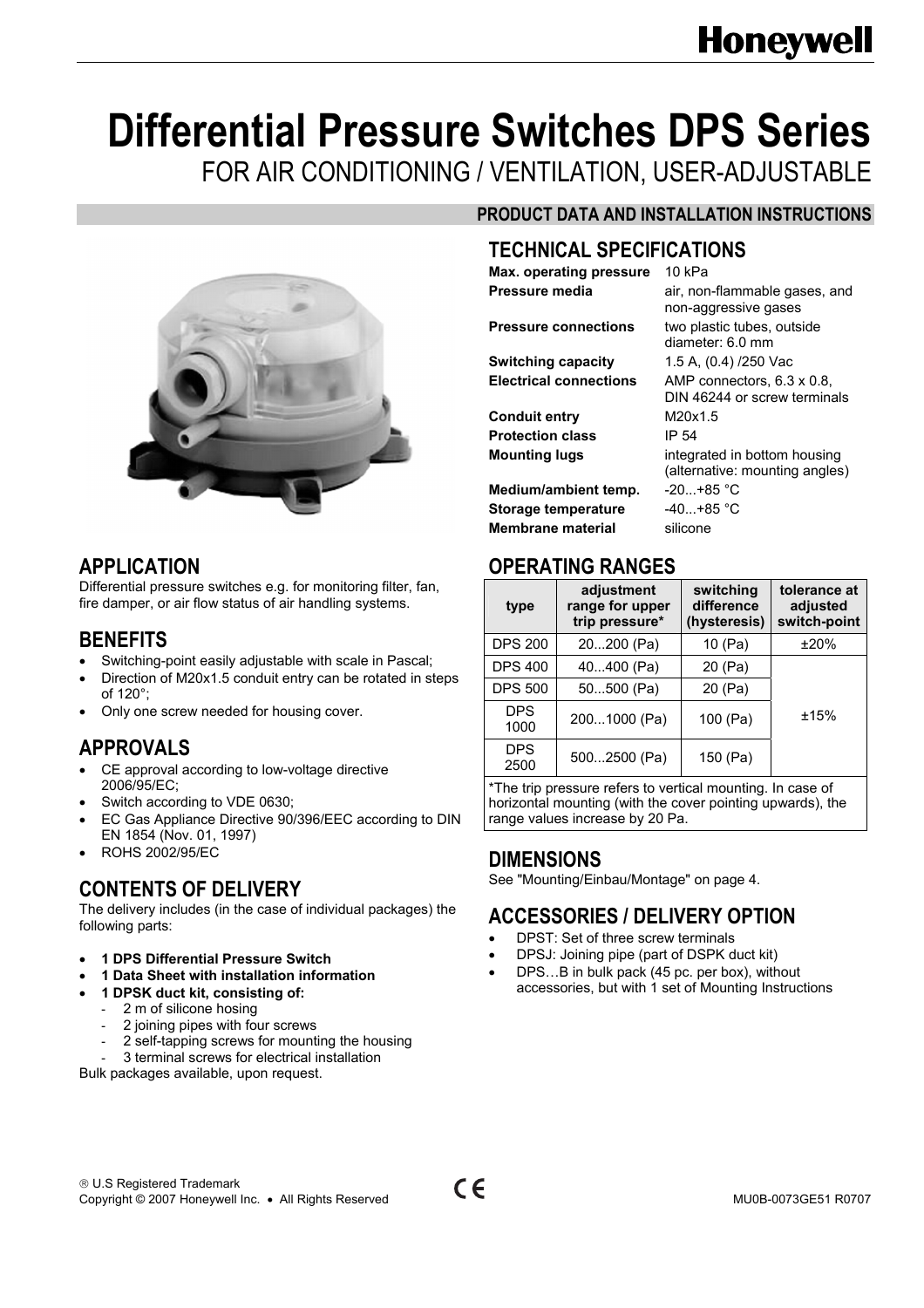# Differential Pressure Switches DPS Series

FOR AIR CONDITIONING / VENTILATION, USER-ADJUSTABLE

**PRODUCT DATA AND INSTALLATION INSTRUCTIONS**

## APPLICATION

Differential pressure switches e.g. for monitoring filter, fan, fire damper, or air flow status of air handling systems.

## BENEFITS

- Switching-point easily adjustable with scale in Pascal;
- Direction of M20x1.5 conduit entry can be rotated in steps of 120°;
- Only one screw needed for housing cover.

## APPROVALS

- CE approval according to low-voltage directive 2006/95/EC;
- Switch according to VDE 0630;
- EC Gas Appliance Directive 90/396/EEC according to DIN EN 1854 (Nov. 01, 1997)
- ROHS 2002/95/EC

## CONTENTS OF DELIVERY

The delivery includes (in the case of individual packages) the following parts:

- **1 DPS Differential Pressure Switch**
- **1 Data Sheet with installation information**
- **1 DPSK duct kit, consisting of:**
  - 2 m of silicone hosing
  - 2 joining pipes with four screws
  - 2 self-tapping screws for mounting the housing
  - 3 terminal screws for electrical installation

Bulk packages available, upon request.

## TECHNICAL SPECIFICATIONS

| | |
|---|---|
| **Max. operating pressure** | 10 kPa |
| **Pressure media** | air, non-flammable gases, and non-aggressive gases |
| **Pressure connections** | two plastic tubes, outside diameter: 6.0 mm |
| **Switching capacity** | 1.5 A, (0.4) /250 Vac |
| **Electrical connections** | AMP connectors, 6.3 x 0.8, DIN 46244 or screw terminals |
| **Conduit entry** | M20x1.5 |
| **Protection class** | IP 54 |
| **Mounting lugs** | integrated in bottom housing (alternative: mounting angles) |
| **Medium/ambient temp.** | -20...+85 °C |
| **Storage temperature** | -40...+85 °C |
| **Membrane material** | silicone |

## OPERATING RANGES

| type | adjustment range for upper trip pressure* | switching difference (hysteresis) | tolerance at adjusted switch-point |
|---|---|---|---|
| DPS 200 | 20...200 (Pa) | 10 (Pa) | ±20% |
| DPS 400 | 40...400 (Pa) | 20 (Pa) | ±15% |
| DPS 500 | 50...500 (Pa) | 20 (Pa) | |
| DPS 1000 | 200...1000 (Pa) | 100 (Pa) | |
| DPS 2500 | 500...2500 (Pa) | 150 (Pa) | |

*The trip pressure refers to vertical mounting. In case of horizontal mounting (with the cover pointing upwards), the range values increase by 20 Pa.

## DIMENSIONS

See "Mounting/Einbau/Montage" on page 4.

## ACCESSORIES / DELIVERY OPTION

- DPST: Set of three screw terminals
- DPSJ: Joining pipe (part of DSPK duct kit)
- DPS…B in bulk pack (45 pc. per box), without accessories, but with 1 set of Mounting Instructions

® U.S Registered Trademark
Copyright © 2007 Honeywell Inc. • All Rights Reserved

MU0B-0073GE51 R0707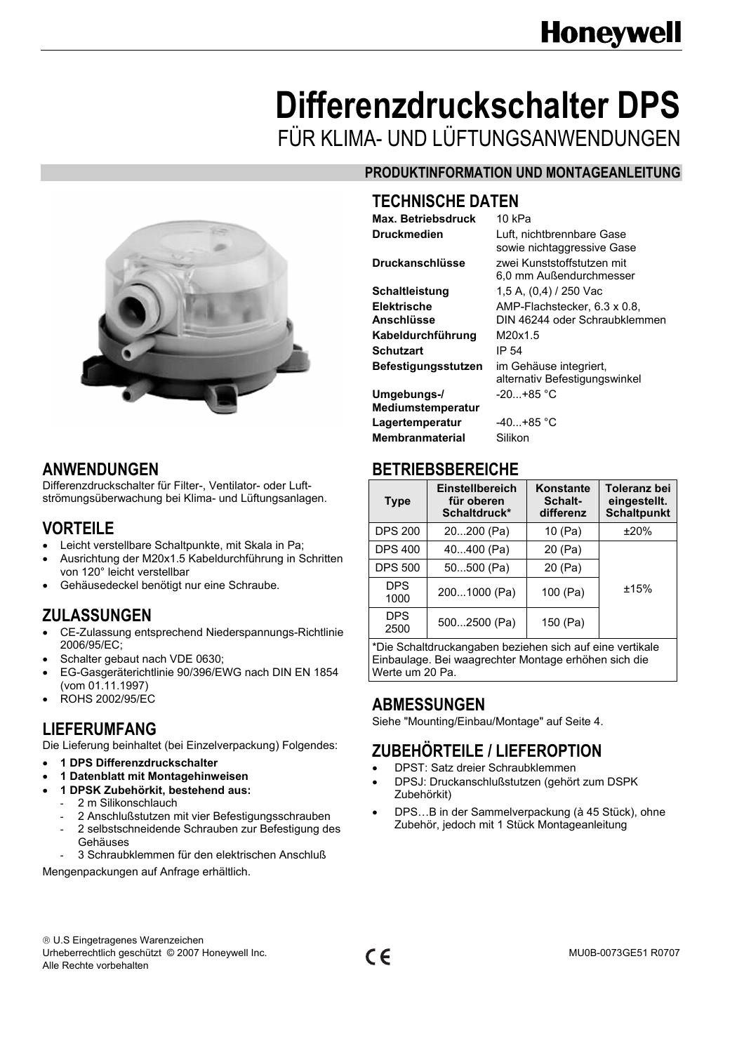Honeywell

# Differenzdruckschalter DPS

FÜR KLIMA- UND LÜFTUNGSANWENDUNGEN

PRODUKTINFORMATION UND MONTAGEANLEITUNG

## TECHNISCHE DATEN

| | |
|---|---|
| **Max. Betriebsdruck** | 10 kPa |
| **Druckmedien** | Luft, nichtbrennbare Gase sowie nichtaggressive Gase |
| **Druckanschlüsse** | zwei Kunststoffstutzen mit 6,0 mm Außendurchmesser |
| **Schaltleistung** | 1,5 A, (0,4) / 250 Vac |
| **Elektrische Anschlüsse** | AMP-Flachstecker, 6.3 x 0.8, DIN 46244 oder Schraubklemmen |
| **Kabeldurchführung** | M20x1.5 |
| **Schutzart** | IP 54 |
| **Befestigungsstutzen** | im Gehäuse integriert, alternativ Befestigungswinkel |
| **Umgebungs-/ Mediumstemperatur** | -20...+85 °C |
| **Lagertemperatur** | -40...+85 °C |
| **Membranmaterial** | Silikon |

## ANWENDUNGEN

Differenzdruckschalter für Filter-, Ventilator- oder Luftströmungsüberwachung bei Klima- und Lüftungsanlagen.

## VORTEILE

- Leicht verstellbare Schaltpunkte, mit Skala in Pa;
- Ausrichtung der M20x1.5 Kabeldurchführung in Schritten von 120° leicht verstellbar
- Gehäusedeckel benötigt nur eine Schraube.

## ZULASSUNGEN

- CE-Zulassung entsprechend Niederspannungs-Richtlinie 2006/95/EC;
- Schalter gebaut nach VDE 0630;
- EG-Gasgeräterichtlinie 90/396/EWG nach DIN EN 1854 (vom 01.11.1997)
- ROHS 2002/95/EC

## LIEFERUMFANG

Die Lieferung beinhaltet (bei Einzelverpackung) Folgendes:

- **1 DPS Differenzdruckschalter**
- **1 Datenblatt mit Montagehinweisen**
- **1 DPSK Zubehörkit, bestehend aus:**
  - 2 m Silikonschlauch
  - 2 Anschlußstutzen mit vier Befestigungsschrauben
  - 2 selbstschneidende Schrauben zur Befestigung des Gehäuses
  - 3 Schraubklemmen für den elektrischen Anschluß

Mengenpackungen auf Anfrage erhältlich.

## BETRIEBSBEREICHE

| Type | Einstellbereich für oberen Schaltdruck* | Konstante Schalt-differenz | Toleranz bei eingestellt. Schaltpunkt |
|---|---|---|---|
| DPS 200 | 20...200 (Pa) | 10 (Pa) | ±20% |
| DPS 400 | 40...400 (Pa) | 20 (Pa) | ±15% |
| DPS 500 | 50...500 (Pa) | 20 (Pa) | |
| DPS 1000 | 200...1000 (Pa) | 100 (Pa) | |
| DPS 2500 | 500...2500 (Pa) | 150 (Pa) | |

*Die Schaltdruckangaben beziehen sich auf eine vertikale Einbaulage. Bei waagrechter Montage erhöhen sich die Werte um 20 Pa.

## ABMESSUNGEN

Siehe "Mounting/Einbau/Montage" auf Seite 4.

## ZUBEHÖRTEILE / LIEFEROPTION

- DPST: Satz dreier Schraubklemmen
- DPSJ: Druckanschlußstutzen (gehört zum DSPK Zubehörkit)
- DPS…B in der Sammelverpackung (à 45 Stück), ohne Zubehör, jedoch mit 1 Stück Montageanleitung

® U.S Eingetragenes Warenzeichen
Urheberrechtlich geschützt © 2007 Honeywell Inc.
Alle Rechte vorbehalten

MU0B-0073GE51 R0707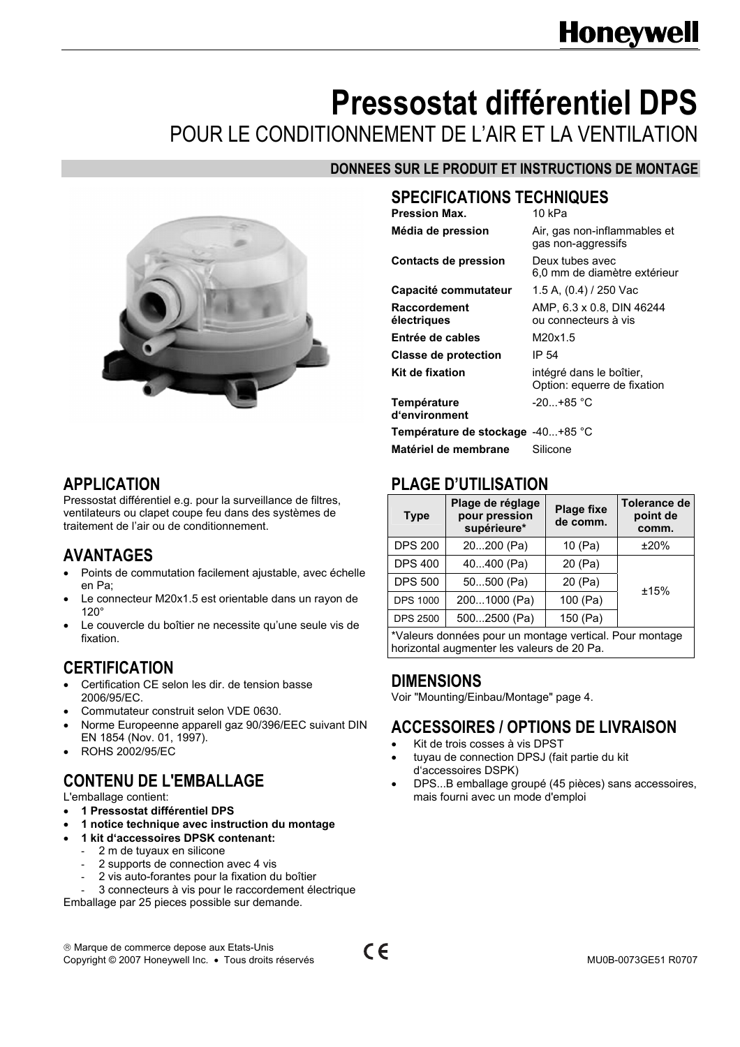# Pressostat différentiel DPS

POUR LE CONDITIONNEMENT DE L'AIR ET LA VENTILATION

**DONNEES SUR LE PRODUIT ET INSTRUCTIONS DE MONTAGE**

## SPECIFICATIONS TECHNIQUES

| | |
|---|---|
| **Pression Max.** | 10 kPa |
| **Média de pression** | Air, gas non-inflammables et gas non-aggressifs |
| **Contacts de pression** | Deux tubes avec 6,0 mm de diamètre extérieur |
| **Capacité commutateur** | 1.5 A, (0.4) / 250 Vac |
| **Raccordement électriques** | AMP, 6.3 x 0.8, DIN 46244 ou connecteurs à vis |
| **Entrée de cables** | M20x1.5 |
| **Classe de protection** | IP 54 |
| **Kit de fixation** | intégré dans le boîtier, Option: equerre de fixation |
| **Température d'environment** | -20...+85 °C |
| **Température de stockage** | -40...+85 °C |
| **Matériel de membrane** | Silicone |

## APPLICATION

Pressostat différentiel e.g. pour la surveillance de filtres, ventilateurs ou clapet coupe feu dans des systèmes de traitement de l'air ou de conditionnement.

## AVANTAGES

- Points de commutation facilement ajustable, avec échelle en Pa;
- Le connecteur M20x1.5 est orientable dans un rayon de 120°
- Le couvercle du boîtier ne necessite qu'une seule vis de fixation.

## CERTIFICATION

- Certification CE selon les dir. de tension basse 2006/95/EC.
- Commutateur construit selon VDE 0630.
- Norme Europeenne appareil gaz 90/396/EEC suivant DIN EN 1854 (Nov. 01, 1997).
- ROHS 2002/95/EC

## CONTENU DE L'EMBALLAGE

L'emballage contient:

- **1 Pressostat différentiel DPS**
- **1 notice technique avec instruction du montage**
- **1 kit d'accessoires DPSK contenant:**
  - 2 m de tuyaux en silicone
  - 2 supports de connection avec 4 vis
  - 2 vis auto-forantes pour la fixation du boîtier
  - 3 connecteurs à vis pour le raccordement électrique

Emballage par 25 pieces possible sur demande.

## PLAGE D'UTILISATION

| Type | Plage de réglage pour pression supérieure* | Plage fixe de comm. | Tolerance de point de comm. |
|---|---|---|---|
| DPS 200 | 20...200 (Pa) | 10 (Pa) | ±20% |
| DPS 400 | 40...400 (Pa) | 20 (Pa) | ±15% |
| DPS 500 | 50...500 (Pa) | 20 (Pa) | |
| DPS 1000 | 200...1000 (Pa) | 100 (Pa) | |
| DPS 2500 | 500...2500 (Pa) | 150 (Pa) | |

*Valeurs données pour un montage vertical. Pour montage horizontal augmenter les valeurs de 20 Pa.

## DIMENSIONS

Voir "Mounting/Einbau/Montage" page 4.

## ACCESSOIRES / OPTIONS DE LIVRAISON

- Kit de trois cosses à vis DPST
- tuyau de connection DPSJ (fait partie du kit d'accessoires DSPK)
- DPS...B emballage groupé (45 pièces) sans accessoires, mais fourni avec un mode d'emploi

® Marque de commerce depose aux Etats-Unis
Copyright © 2007 Honeywell Inc. • Tous droits réservés

MU0B-0073GE51 R0707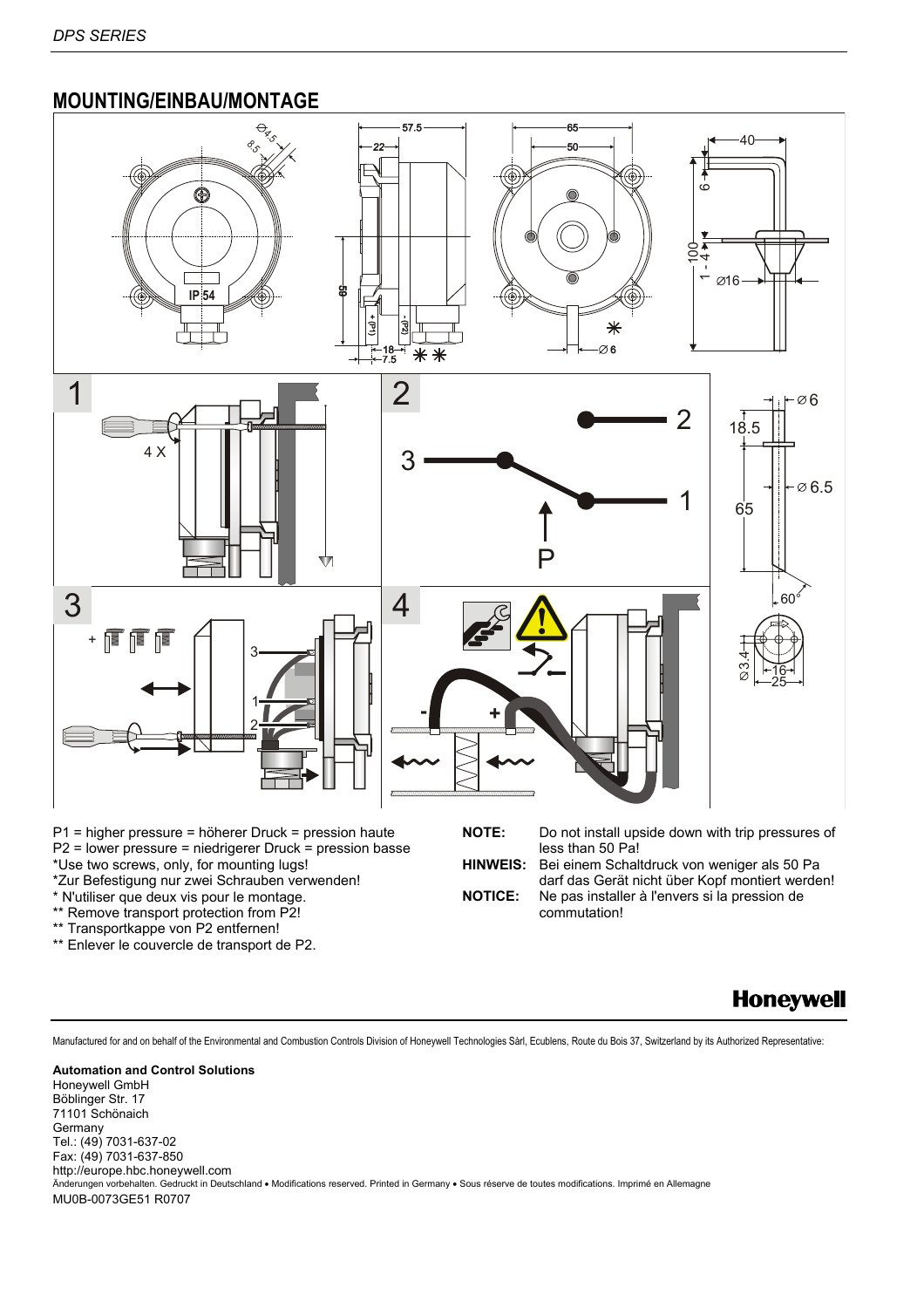## MOUNTING/EINBAU/MONTAGE

57.5
22
65
50
40
Ø4.5
8.5
6
100
1 - 4
Ø16
59
IP 54
(P1) +
(P2) -
18
7.5
✱✱
✱
Ø6

1
4 X

2
2
3
1
P

18.5
Ø6
65
Ø6.5
60°
Ø3.4
16
25

3
+
3
1
2

4
-
+

P1 = higher pressure = höherer Druck = pression haute
P2 = lower pressure = niedrigerer Druck = pression basse
*Use two screws, only, for mounting lugs!
*Zur Befestigung nur zwei Schrauben verwenden!
* N'utiliser que deux vis pour le montage.
** Remove transport protection from P2!
** Transportkappe von P2 entfernen!
** Enlever le couvercle de transport de P2.

**NOTE:** Do not install upside down with trip pressures of less than 50 Pa!
**HINWEIS:** Bei einem Schaltdruck von weniger als 50 Pa darf das Gerät nicht über Kopf montiert werden!
**NOTICE:** Ne pas installer à l'envers si la pression de commutation!

**Honeywell**

Manufactured for and on behalf of the Environmental and Combustion Controls Division of Honeywell Technologies Sàrl, Ecublens, Route du Bois 37, Switzerland by its Authorized Representative:

**Automation and Control Solutions**
Honeywell GmbH
Böblinger Str. 17
71101 Schönaich
Germany
Tel.: (49) 7031-637-02
Fax: (49) 7031-637-850
http://europe.hbc.honeywell.com
Änderungen vorbehalten. Gedruckt in Deutschland • Modifications reserved. Printed in Germany • Sous réserve de toutes modifications. Imprimé en Allemagne
MU0B-0073GE51 R0707